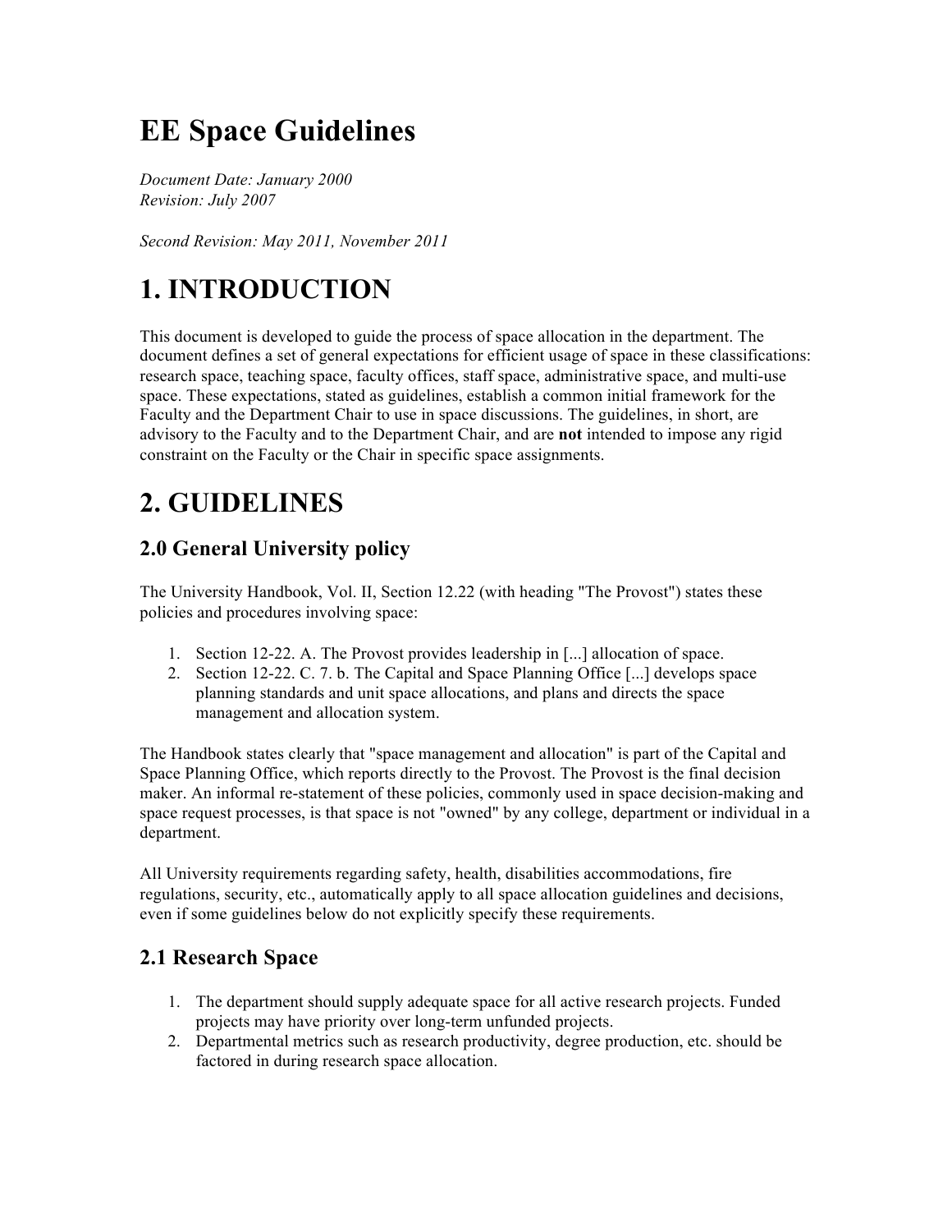# EE Space Guidelines

*Document Date: January 2000*
*Revision: July 2007*

*Second Revision: May 2011, November 2011*

# 1. INTRODUCTION

This document is developed to guide the process of space allocation in the department. The document defines a set of general expectations for efficient usage of space in these classifications: research space, teaching space, faculty offices, staff space, administrative space, and multi-use space. These expectations, stated as guidelines, establish a common initial framework for the Faculty and the Department Chair to use in space discussions. The guidelines, in short, are advisory to the Faculty and to the Department Chair, and are **not** intended to impose any rigid constraint on the Faculty or the Chair in specific space assignments.

# 2. GUIDELINES

## 2.0 General University policy

The University Handbook, Vol. II, Section 12.22 (with heading "The Provost") states these policies and procedures involving space:

1. Section 12-22. A. The Provost provides leadership in [...] allocation of space.
2. Section 12-22. C. 7. b. The Capital and Space Planning Office [...] develops space planning standards and unit space allocations, and plans and directs the space management and allocation system.

The Handbook states clearly that "space management and allocation" is part of the Capital and Space Planning Office, which reports directly to the Provost. The Provost is the final decision maker. An informal re-statement of these policies, commonly used in space decision-making and space request processes, is that space is not "owned" by any college, department or individual in a department.

All University requirements regarding safety, health, disabilities accommodations, fire regulations, security, etc., automatically apply to all space allocation guidelines and decisions, even if some guidelines below do not explicitly specify these requirements.

## 2.1 Research Space

1. The department should supply adequate space for all active research projects. Funded projects may have priority over long-term unfunded projects.
2. Departmental metrics such as research productivity, degree production, etc. should be factored in during research space allocation.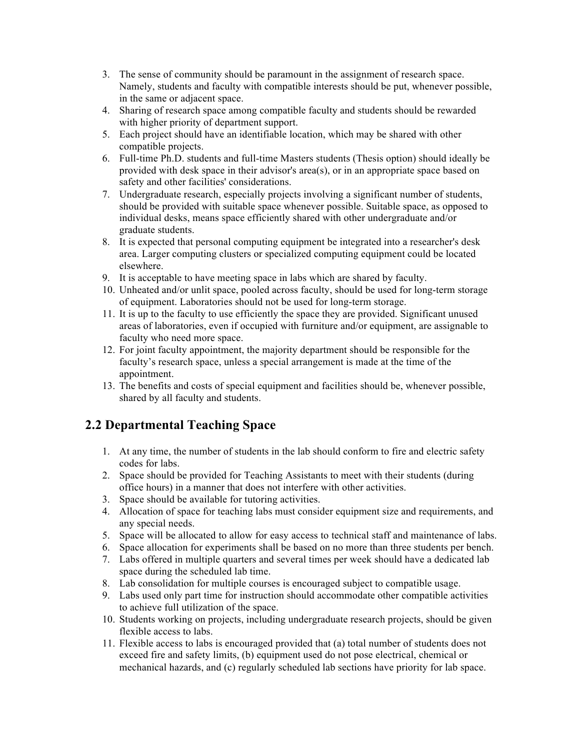3. The sense of community should be paramount in the assignment of research space. Namely, students and faculty with compatible interests should be put, whenever possible, in the same or adjacent space.
4. Sharing of research space among compatible faculty and students should be rewarded with higher priority of department support.
5. Each project should have an identifiable location, which may be shared with other compatible projects.
6. Full-time Ph.D. students and full-time Masters students (Thesis option) should ideally be provided with desk space in their advisor's area(s), or in an appropriate space based on safety and other facilities' considerations.
7. Undergraduate research, especially projects involving a significant number of students, should be provided with suitable space whenever possible. Suitable space, as opposed to individual desks, means space efficiently shared with other undergraduate and/or graduate students.
8. It is expected that personal computing equipment be integrated into a researcher's desk area. Larger computing clusters or specialized computing equipment could be located elsewhere.
9. It is acceptable to have meeting space in labs which are shared by faculty.
10. Unheated and/or unlit space, pooled across faculty, should be used for long-term storage of equipment. Laboratories should not be used for long-term storage.
11. It is up to the faculty to use efficiently the space they are provided. Significant unused areas of laboratories, even if occupied with furniture and/or equipment, are assignable to faculty who need more space.
12. For joint faculty appointment, the majority department should be responsible for the faculty's research space, unless a special arrangement is made at the time of the appointment.
13. The benefits and costs of special equipment and facilities should be, whenever possible, shared by all faculty and students.

## 2.2 Departmental Teaching Space

1. At any time, the number of students in the lab should conform to fire and electric safety codes for labs.
2. Space should be provided for Teaching Assistants to meet with their students (during office hours) in a manner that does not interfere with other activities.
3. Space should be available for tutoring activities.
4. Allocation of space for teaching labs must consider equipment size and requirements, and any special needs.
5. Space will be allocated to allow for easy access to technical staff and maintenance of labs.
6. Space allocation for experiments shall be based on no more than three students per bench.
7. Labs offered in multiple quarters and several times per week should have a dedicated lab space during the scheduled lab time.
8. Lab consolidation for multiple courses is encouraged subject to compatible usage.
9. Labs used only part time for instruction should accommodate other compatible activities to achieve full utilization of the space.
10. Students working on projects, including undergraduate research projects, should be given flexible access to labs.
11. Flexible access to labs is encouraged provided that (a) total number of students does not exceed fire and safety limits, (b) equipment used do not pose electrical, chemical or mechanical hazards, and (c) regularly scheduled lab sections have priority for lab space.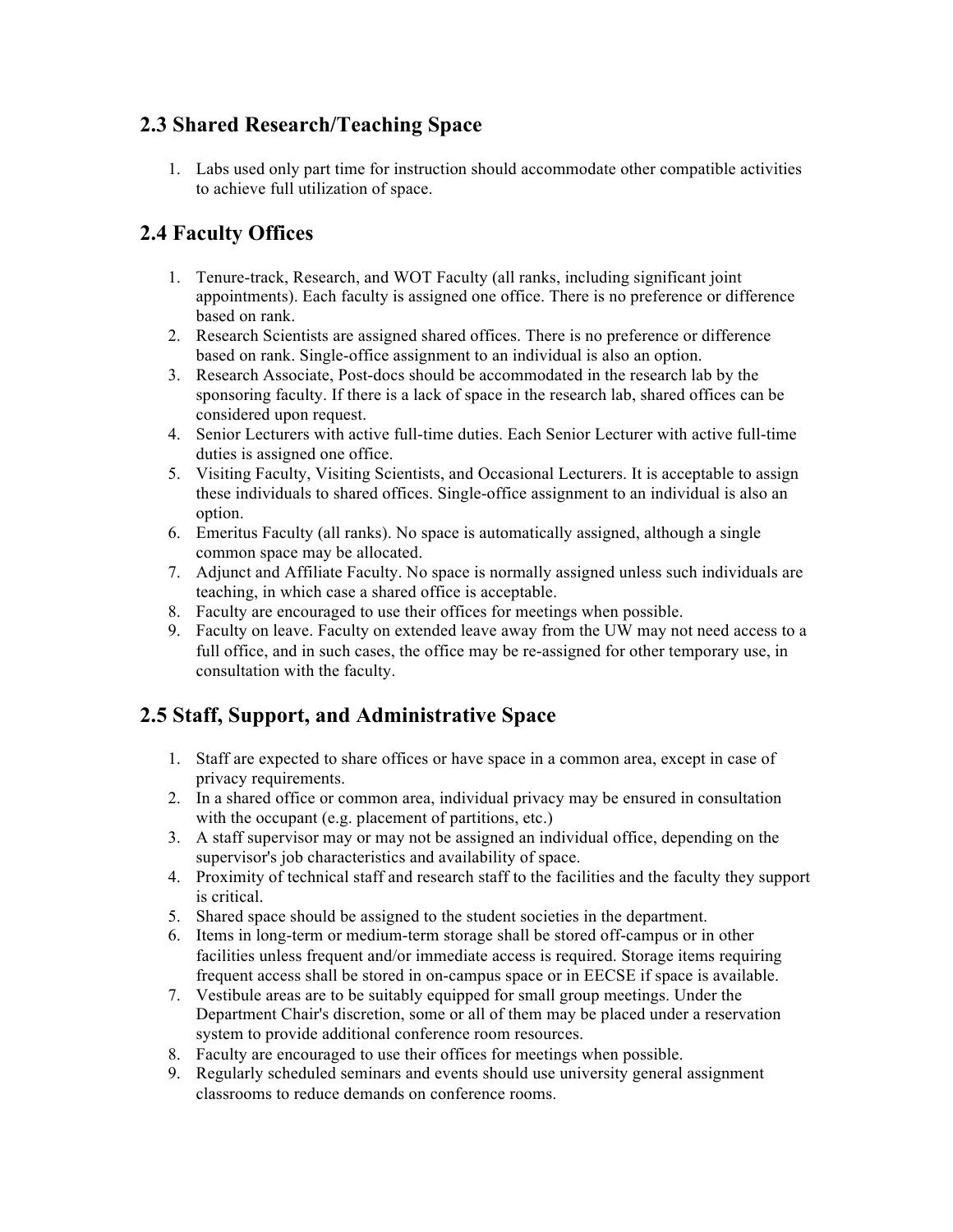## 2.3 Shared Research/Teaching Space

1. Labs used only part time for instruction should accommodate other compatible activities to achieve full utilization of space.

## 2.4 Faculty Offices

1. Tenure-track, Research, and WOT Faculty (all ranks, including significant joint appointments). Each faculty is assigned one office. There is no preference or difference based on rank.
2. Research Scientists are assigned shared offices. There is no preference or difference based on rank. Single-office assignment to an individual is also an option.
3. Research Associate, Post-docs should be accommodated in the research lab by the sponsoring faculty. If there is a lack of space in the research lab, shared offices can be considered upon request.
4. Senior Lecturers with active full-time duties. Each Senior Lecturer with active full-time duties is assigned one office.
5. Visiting Faculty, Visiting Scientists, and Occasional Lecturers. It is acceptable to assign these individuals to shared offices. Single-office assignment to an individual is also an option.
6. Emeritus Faculty (all ranks). No space is automatically assigned, although a single common space may be allocated.
7. Adjunct and Affiliate Faculty. No space is normally assigned unless such individuals are teaching, in which case a shared office is acceptable.
8. Faculty are encouraged to use their offices for meetings when possible.
9. Faculty on leave. Faculty on extended leave away from the UW may not need access to a full office, and in such cases, the office may be re-assigned for other temporary use, in consultation with the faculty.

## 2.5 Staff, Support, and Administrative Space

1. Staff are expected to share offices or have space in a common area, except in case of privacy requirements.
2. In a shared office or common area, individual privacy may be ensured in consultation with the occupant (e.g. placement of partitions, etc.)
3. A staff supervisor may or may not be assigned an individual office, depending on the supervisor's job characteristics and availability of space.
4. Proximity of technical staff and research staff to the facilities and the faculty they support is critical.
5. Shared space should be assigned to the student societies in the department.
6. Items in long-term or medium-term storage shall be stored off-campus or in other facilities unless frequent and/or immediate access is required. Storage items requiring frequent access shall be stored in on-campus space or in EECSE if space is available.
7. Vestibule areas are to be suitably equipped for small group meetings. Under the Department Chair's discretion, some or all of them may be placed under a reservation system to provide additional conference room resources.
8. Faculty are encouraged to use their offices for meetings when possible.
9. Regularly scheduled seminars and events should use university general assignment classrooms to reduce demands on conference rooms.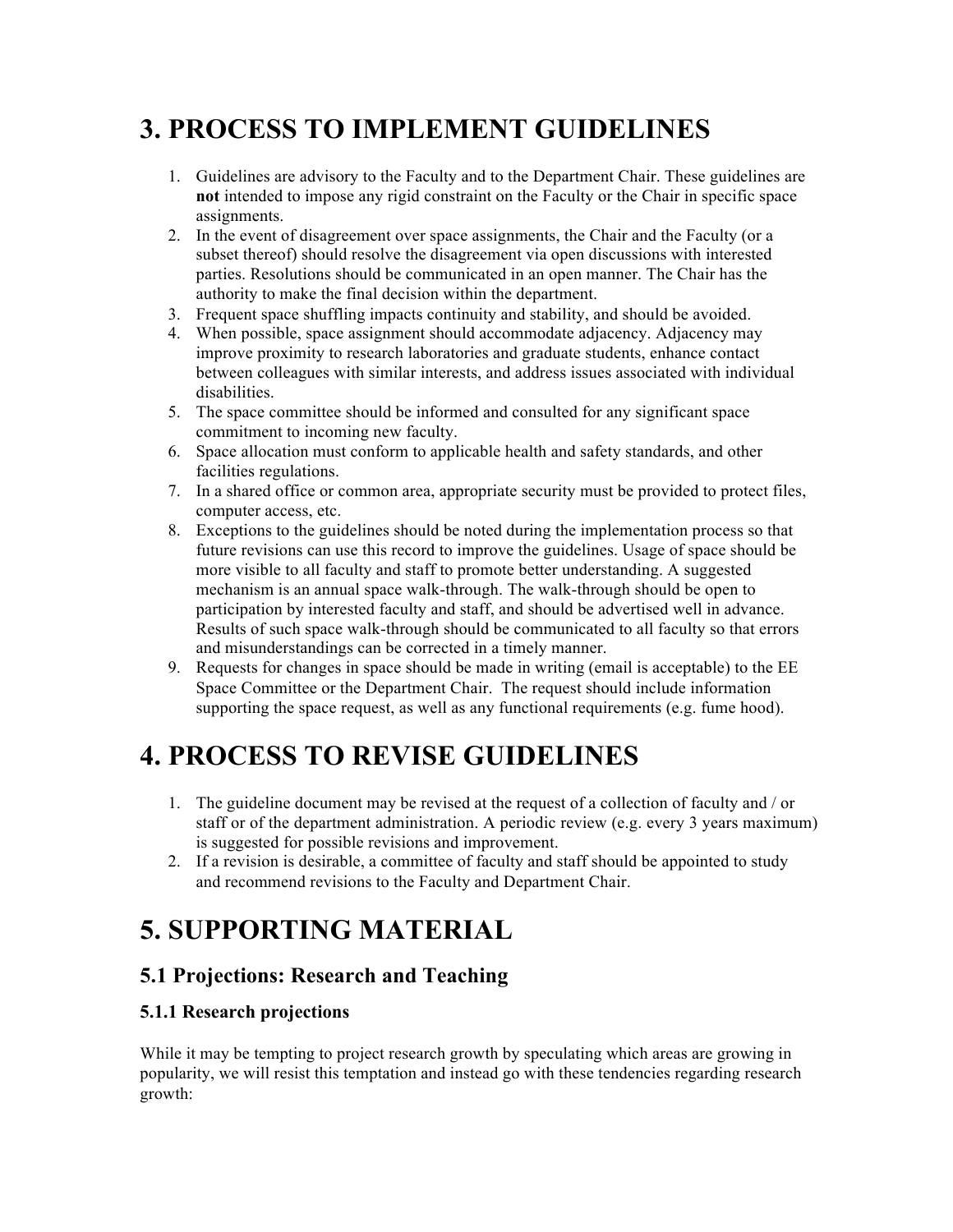# 3. PROCESS TO IMPLEMENT GUIDELINES

1. Guidelines are advisory to the Faculty and to the Department Chair. These guidelines are **not** intended to impose any rigid constraint on the Faculty or the Chair in specific space assignments.
2. In the event of disagreement over space assignments, the Chair and the Faculty (or a subset thereof) should resolve the disagreement via open discussions with interested parties. Resolutions should be communicated in an open manner. The Chair has the authority to make the final decision within the department.
3. Frequent space shuffling impacts continuity and stability, and should be avoided.
4. When possible, space assignment should accommodate adjacency. Adjacency may improve proximity to research laboratories and graduate students, enhance contact between colleagues with similar interests, and address issues associated with individual disabilities.
5. The space committee should be informed and consulted for any significant space commitment to incoming new faculty.
6. Space allocation must conform to applicable health and safety standards, and other facilities regulations.
7. In a shared office or common area, appropriate security must be provided to protect files, computer access, etc.
8. Exceptions to the guidelines should be noted during the implementation process so that future revisions can use this record to improve the guidelines. Usage of space should be more visible to all faculty and staff to promote better understanding. A suggested mechanism is an annual space walk-through. The walk-through should be open to participation by interested faculty and staff, and should be advertised well in advance. Results of such space walk-through should be communicated to all faculty so that errors and misunderstandings can be corrected in a timely manner.
9. Requests for changes in space should be made in writing (email is acceptable) to the EE Space Committee or the Department Chair. The request should include information supporting the space request, as well as any functional requirements (e.g. fume hood).

# 4. PROCESS TO REVISE GUIDELINES

1. The guideline document may be revised at the request of a collection of faculty and / or staff or of the department administration. A periodic review (e.g. every 3 years maximum) is suggested for possible revisions and improvement.
2. If a revision is desirable, a committee of faculty and staff should be appointed to study and recommend revisions to the Faculty and Department Chair.

# 5. SUPPORTING MATERIAL

## 5.1 Projections: Research and Teaching

### 5.1.1 Research projections

While it may be tempting to project research growth by speculating which areas are growing in popularity, we will resist this temptation and instead go with these tendencies regarding research growth: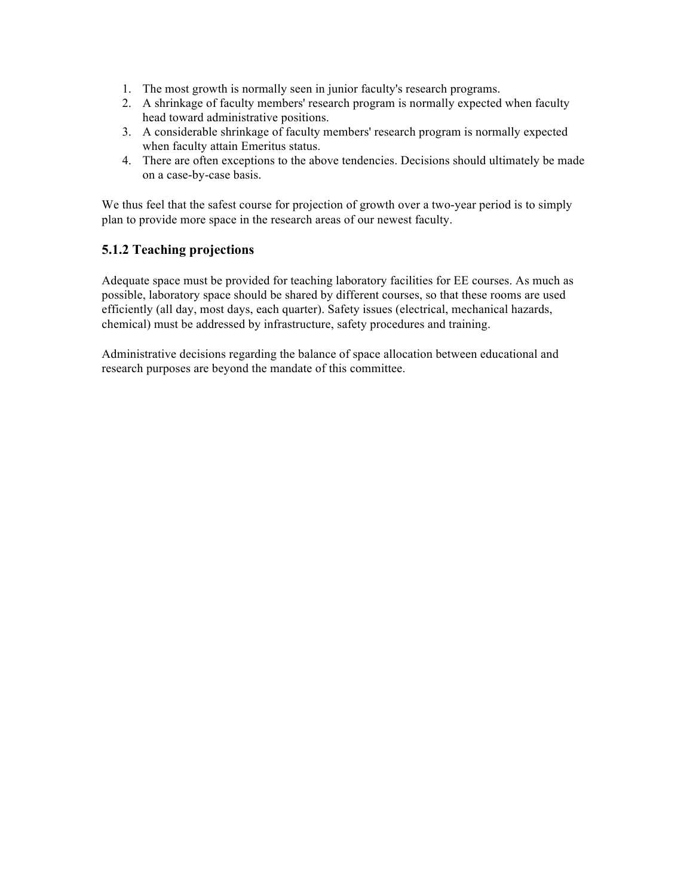1. The most growth is normally seen in junior faculty's research programs.
2. A shrinkage of faculty members' research program is normally expected when faculty head toward administrative positions.
3. A considerable shrinkage of faculty members' research program is normally expected when faculty attain Emeritus status.
4. There are often exceptions to the above tendencies. Decisions should ultimately be made on a case-by-case basis.

We thus feel that the safest course for projection of growth over a two-year period is to simply plan to provide more space in the research areas of our newest faculty.

### 5.1.2 Teaching projections

Adequate space must be provided for teaching laboratory facilities for EE courses. As much as possible, laboratory space should be shared by different courses, so that these rooms are used efficiently (all day, most days, each quarter). Safety issues (electrical, mechanical hazards, chemical) must be addressed by infrastructure, safety procedures and training.

Administrative decisions regarding the balance of space allocation between educational and research purposes are beyond the mandate of this committee.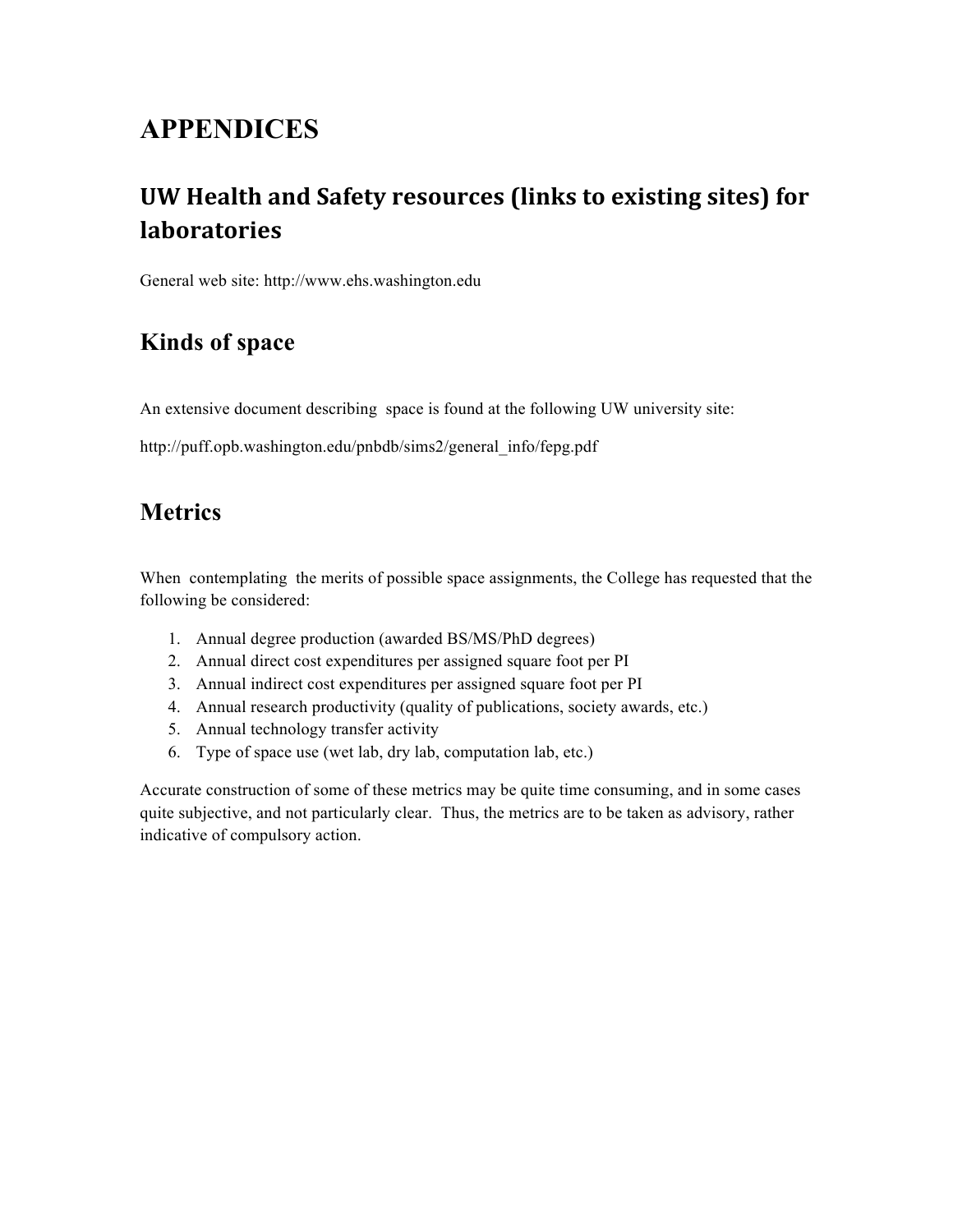# APPENDICES

## UW Health and Safety resources (links to existing sites) for laboratories

General web site: http://www.ehs.washington.edu

## Kinds of space

An extensive document describing space is found at the following UW university site:

http://puff.opb.washington.edu/pnbdb/sims2/general_info/fepg.pdf

## Metrics

When contemplating the merits of possible space assignments, the College has requested that the following be considered:

1. Annual degree production (awarded BS/MS/PhD degrees)
2. Annual direct cost expenditures per assigned square foot per PI
3. Annual indirect cost expenditures per assigned square foot per PI
4. Annual research productivity (quality of publications, society awards, etc.)
5. Annual technology transfer activity
6. Type of space use (wet lab, dry lab, computation lab, etc.)

Accurate construction of some of these metrics may be quite time consuming, and in some cases quite subjective, and not particularly clear. Thus, the metrics are to be taken as advisory, rather indicative of compulsory action.